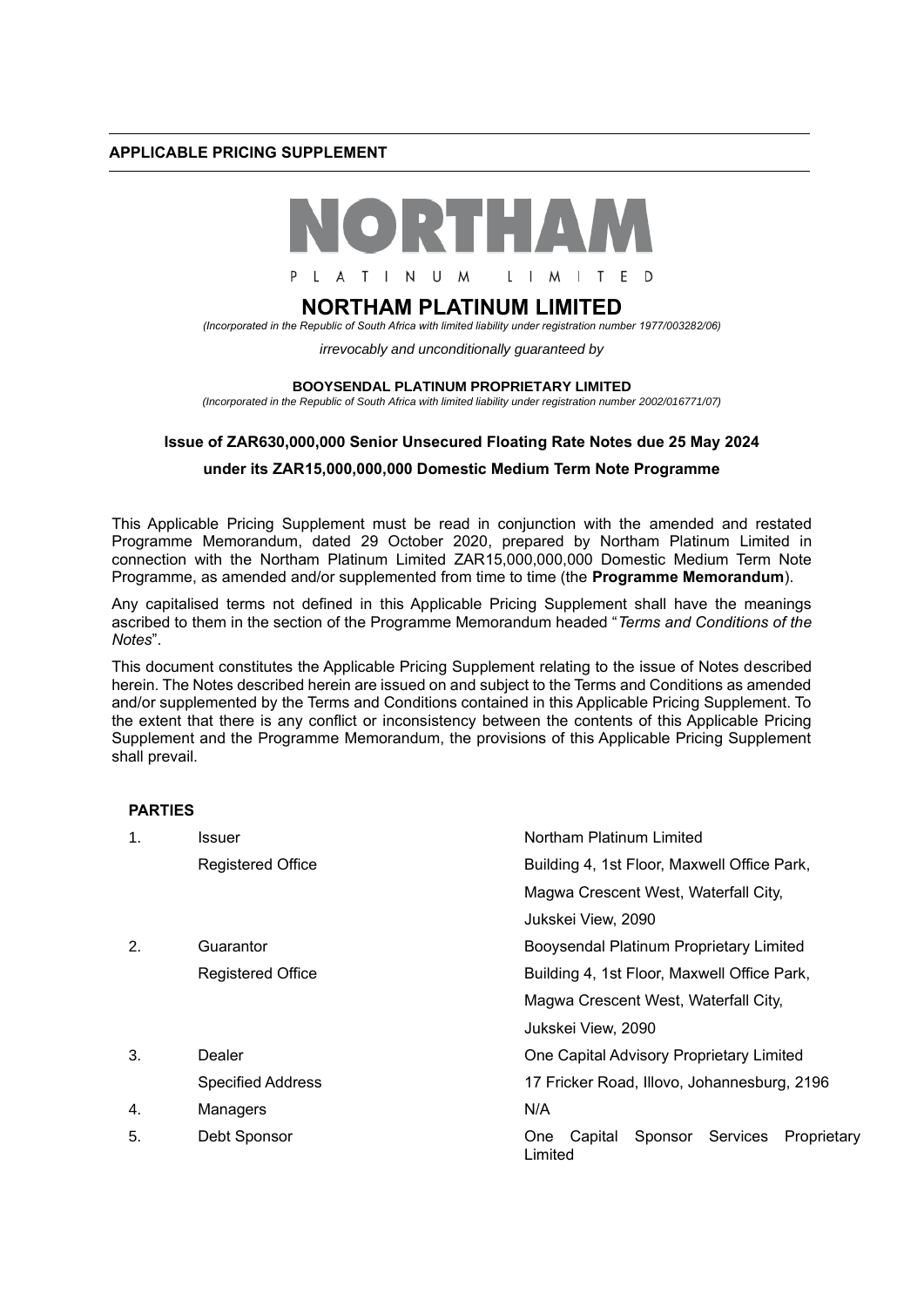**APPLICABLE PRICING SUPPLEMENT**

NORTHAM

PLATINUM LIMITED

# NORTHAM PLATINUM LIMITED

*(Incorporated in the Republic of South Africa with limited liability under registration number 1977/003282/06)*

*irrevocably and unconditionally guaranteed by*

**BOOYSENDAL PLATINUM PROPRIETARY LIMITED**

*(Incorporated in the Republic of South Africa with limited liability under registration number 2002/016771/07)*

**Issue of ZAR630,000,000 Senior Unsecured Floating Rate Notes due 25 May 2024**

**under its ZAR15,000,000,000 Domestic Medium Term Note Programme**

This Applicable Pricing Supplement must be read in conjunction with the amended and restated Programme Memorandum, dated 29 October 2020, prepared by Northam Platinum Limited in connection with the Northam Platinum Limited ZAR15,000,000,000 Domestic Medium Term Note Programme, as amended and/or supplemented from time to time (the **Programme Memorandum**).

Any capitalised terms not defined in this Applicable Pricing Supplement shall have the meanings ascribed to them in the section of the Programme Memorandum headed "*Terms and Conditions of the Notes*".

This document constitutes the Applicable Pricing Supplement relating to the issue of Notes described herein. The Notes described herein are issued on and subject to the Terms and Conditions as amended and/or supplemented by the Terms and Conditions contained in this Applicable Pricing Supplement. To the extent that there is any conflict or inconsistency between the contents of this Applicable Pricing Supplement and the Programme Memorandum, the provisions of this Applicable Pricing Supplement shall prevail.

**PARTIES**

| | | |
|---|---|---|
| 1. | Issuer | Northam Platinum Limited |
| | Registered Office | Building 4, 1st Floor, Maxwell Office Park, Magwa Crescent West, Waterfall City, Jukskei View, 2090 |
| 2. | Guarantor | Booysendal Platinum Proprietary Limited |
| | Registered Office | Building 4, 1st Floor, Maxwell Office Park, Magwa Crescent West, Waterfall City, Jukskei View, 2090 |
| 3. | Dealer | One Capital Advisory Proprietary Limited |
| | Specified Address | 17 Fricker Road, Illovo, Johannesburg, 2196 |
| 4. | Managers | N/A |
| 5. | Debt Sponsor | One Capital Sponsor Services Proprietary Limited |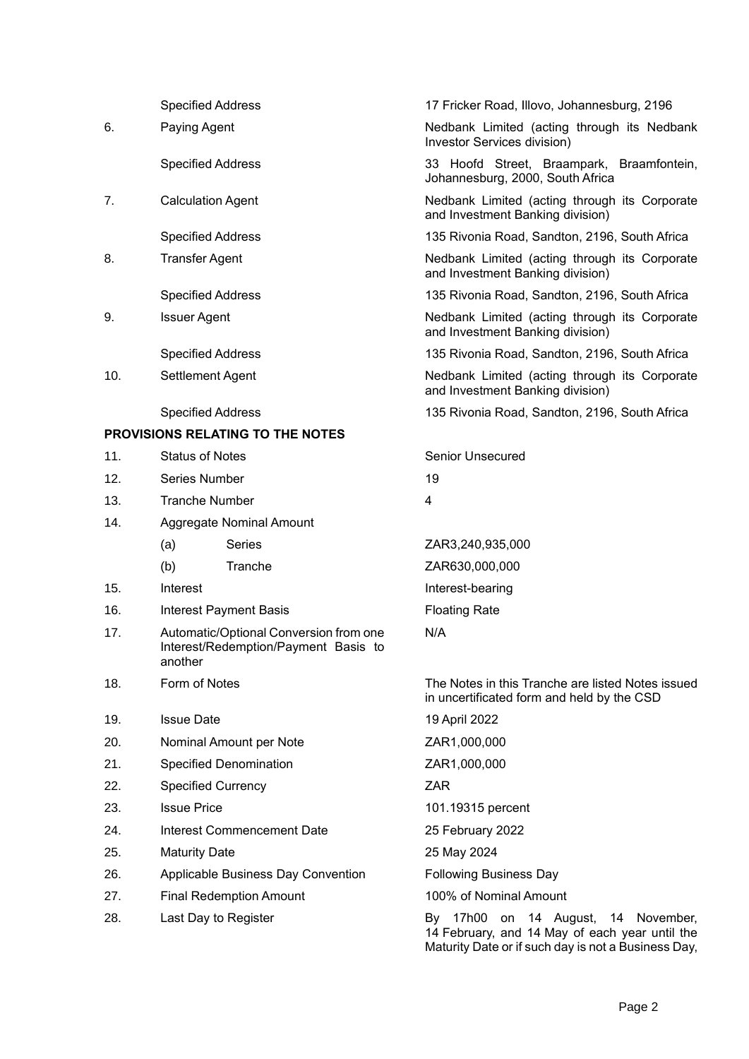| | | |
|---|---|---|
| | Specified Address | 17 Fricker Road, Illovo, Johannesburg, 2196 |
| 6. | Paying Agent | Nedbank Limited (acting through its Nedbank Investor Services division) |
| | Specified Address | 33 Hoofd Street, Braampark, Braamfontein, Johannesburg, 2000, South Africa |
| 7. | Calculation Agent | Nedbank Limited (acting through its Corporate and Investment Banking division) |
| | Specified Address | 135 Rivonia Road, Sandton, 2196, South Africa |
| 8. | Transfer Agent | Nedbank Limited (acting through its Corporate and Investment Banking division) |
| | Specified Address | 135 Rivonia Road, Sandton, 2196, South Africa |
| 9. | Issuer Agent | Nedbank Limited (acting through its Corporate and Investment Banking division) |
| | Specified Address | 135 Rivonia Road, Sandton, 2196, South Africa |
| 10. | Settlement Agent | Nedbank Limited (acting through its Corporate and Investment Banking division) |
| | Specified Address | 135 Rivonia Road, Sandton, 2196, South Africa |

**PROVISIONS RELATING TO THE NOTES**

| | | |
|---|---|---|
| 11. | Status of Notes | Senior Unsecured |
| 12. | Series Number | 19 |
| 13. | Tranche Number | 4 |
| 14. | Aggregate Nominal Amount | |
| | (a) Series | ZAR3,240,935,000 |
| | (b) Tranche | ZAR630,000,000 |
| 15. | Interest | Interest-bearing |
| 16. | Interest Payment Basis | Floating Rate |
| 17. | Automatic/Optional Conversion from one Interest/Redemption/Payment Basis to another | N/A |
| 18. | Form of Notes | The Notes in this Tranche are listed Notes issued in uncertificated form and held by the CSD |
| 19. | Issue Date | 19 April 2022 |
| 20. | Nominal Amount per Note | ZAR1,000,000 |
| 21. | Specified Denomination | ZAR1,000,000 |
| 22. | Specified Currency | ZAR |
| 23. | Issue Price | 101.19315 percent |
| 24. | Interest Commencement Date | 25 February 2022 |
| 25. | Maturity Date | 25 May 2024 |
| 26. | Applicable Business Day Convention | Following Business Day |
| 27. | Final Redemption Amount | 100% of Nominal Amount |
| 28. | Last Day to Register | By 17h00 on 14 August, 14 November, 14 February, and 14 May of each year until the Maturity Date or if such day is not a Business Day, |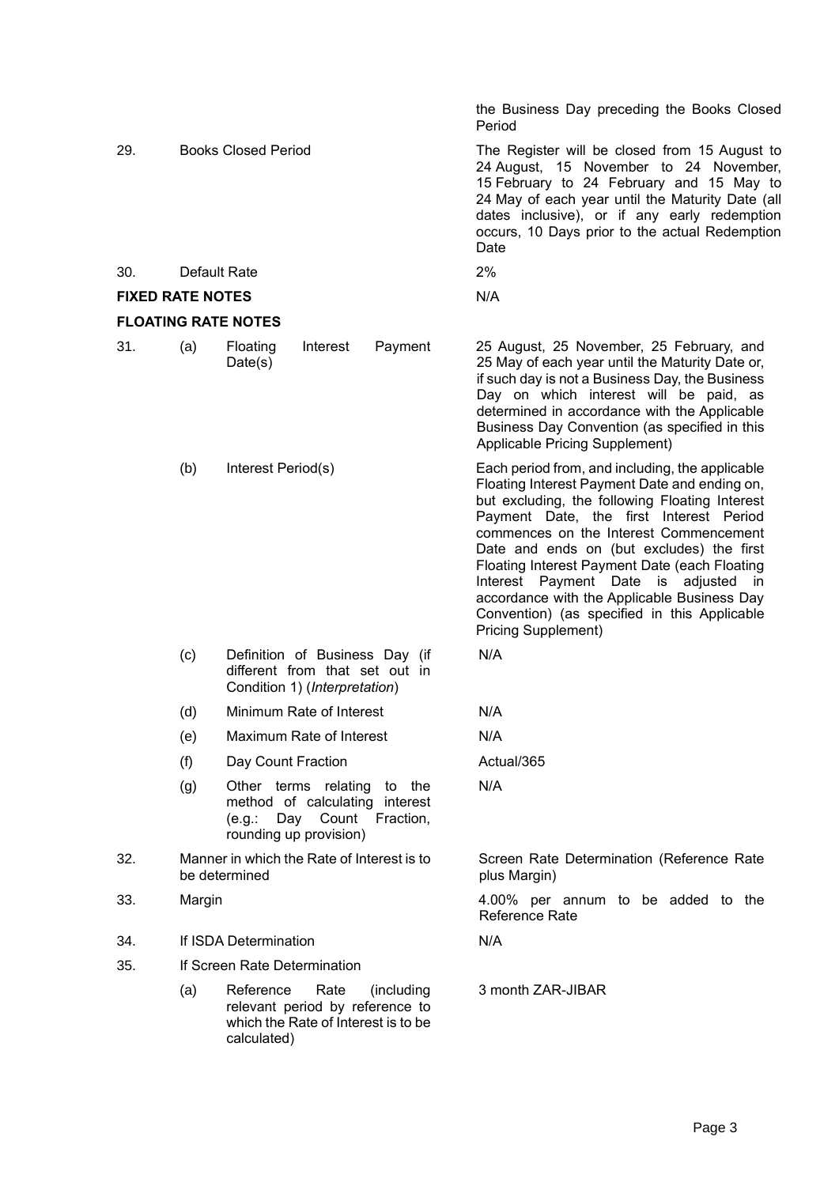| | | | |
|---|---|---|---|
| | | | the Business Day preceding the Books Closed Period |
| 29. | | Books Closed Period | The Register will be closed from 15 August to 24 August, 15 November to 24 November, 15 February to 24 February and 15 May to 24 May of each year until the Maturity Date (all dates inclusive), or if any early redemption occurs, 10 Days prior to the actual Redemption Date |
| 30. | | Default Rate | 2% |
| **FIXED RATE NOTES** | | | N/A |
| **FLOATING RATE NOTES** | | | |
| 31. | (a) | Floating Interest Payment Date(s) | 25 August, 25 November, 25 February, and 25 May of each year until the Maturity Date or, if such day is not a Business Day, the Business Day on which interest will be paid, as determined in accordance with the Applicable Business Day Convention (as specified in this Applicable Pricing Supplement) |
| | (b) | Interest Period(s) | Each period from, and including, the applicable Floating Interest Payment Date and ending on, but excluding, the following Floating Interest Payment Date, the first Interest Period commences on the Interest Commencement Date and ends on (but excludes) the first Floating Interest Payment Date (each Floating Interest Payment Date is adjusted in accordance with the Applicable Business Day Convention) (as specified in this Applicable Pricing Supplement) |
| | (c) | Definition of Business Day (if different from that set out in Condition 1) (*Interpretation*) | N/A |
| | (d) | Minimum Rate of Interest | N/A |
| | (e) | Maximum Rate of Interest | N/A |
| | (f) | Day Count Fraction | Actual/365 |
| | (g) | Other terms relating to the method of calculating interest (e.g.: Day Count Fraction, rounding up provision) | N/A |
| 32. | | Manner in which the Rate of Interest is to be determined | Screen Rate Determination (Reference Rate plus Margin) |
| 33. | | Margin | 4.00% per annum to be added to the Reference Rate |
| 34. | | If ISDA Determination | N/A |
| 35. | | If Screen Rate Determination | |
| | (a) | Reference Rate (including relevant period by reference to which the Rate of Interest is to be calculated) | 3 month ZAR-JIBAR |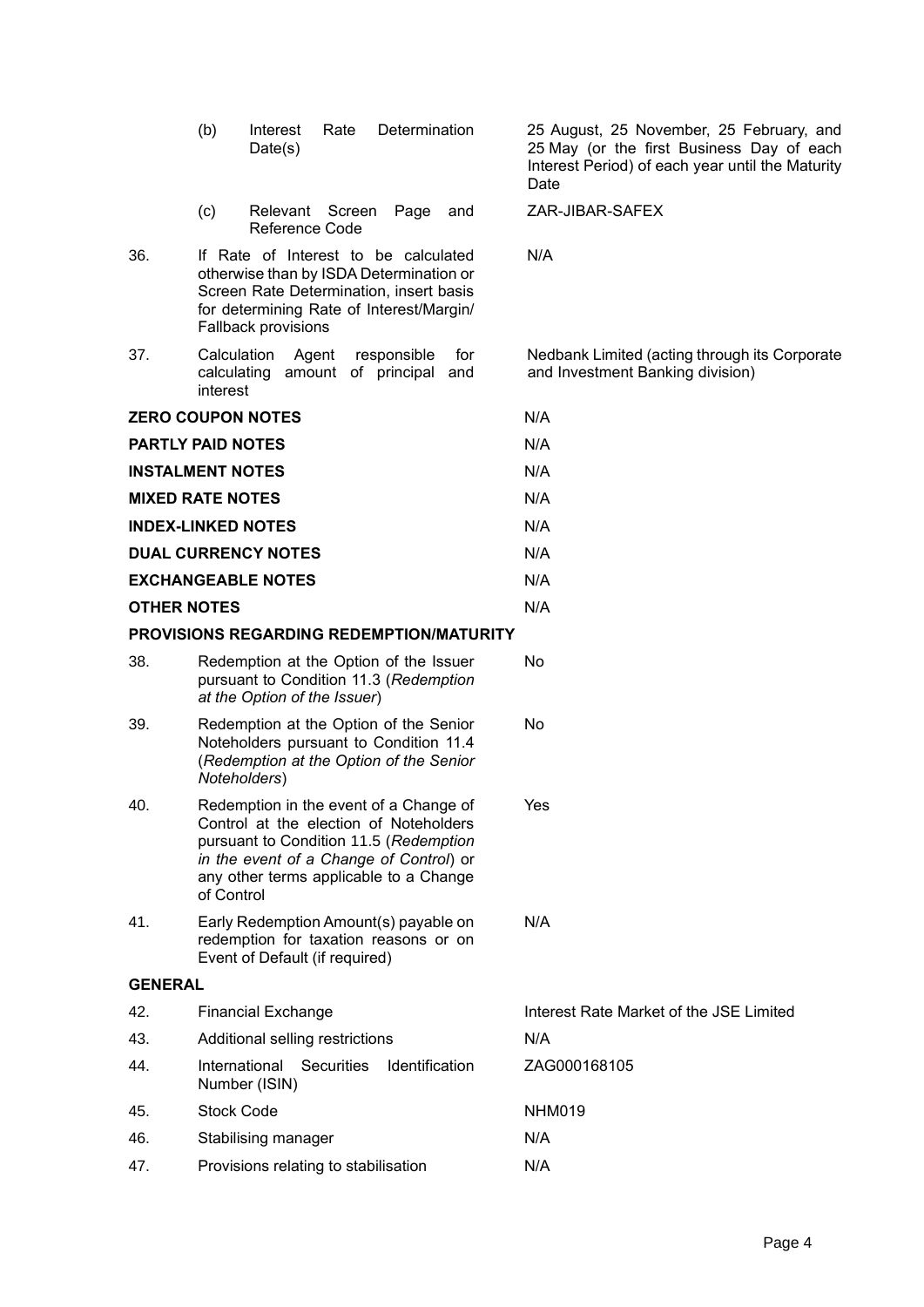| | | |
|---|---|---|
| | (b) Interest Rate Determination Date(s) | 25 August, 25 November, 25 February, and 25 May (or the first Business Day of each Interest Period) of each year until the Maturity Date |
| | (c) Relevant Screen Page and Reference Code | ZAR-JIBAR-SAFEX |
| 36. | If Rate of Interest to be calculated otherwise than by ISDA Determination or Screen Rate Determination, insert basis for determining Rate of Interest/Margin/ Fallback provisions | N/A |
| 37. | Calculation Agent responsible for calculating amount of principal and interest | Nedbank Limited (acting through its Corporate and Investment Banking division) |
| **ZERO COUPON NOTES** | | N/A |
| **PARTLY PAID NOTES** | | N/A |
| **INSTALMENT NOTES** | | N/A |
| **MIXED RATE NOTES** | | N/A |
| **INDEX-LINKED NOTES** | | N/A |
| **DUAL CURRENCY NOTES** | | N/A |
| **EXCHANGEABLE NOTES** | | N/A |
| **OTHER NOTES** | | N/A |
| **PROVISIONS REGARDING REDEMPTION/MATURITY** | | |
| 38. | Redemption at the Option of the Issuer pursuant to Condition 11.3 (*Redemption at the Option of the Issuer*) | No |
| 39. | Redemption at the Option of the Senior Noteholders pursuant to Condition 11.4 (*Redemption at the Option of the Senior Noteholders*) | No |
| 40. | Redemption in the event of a Change of Control at the election of Noteholders pursuant to Condition 11.5 (*Redemption in the event of a Change of Control*) or any other terms applicable to a Change of Control | Yes |
| 41. | Early Redemption Amount(s) payable on redemption for taxation reasons or on Event of Default (if required) | N/A |
| **GENERAL** | | |
| 42. | Financial Exchange | Interest Rate Market of the JSE Limited |
| 43. | Additional selling restrictions | N/A |
| 44. | International Securities Identification Number (ISIN) | ZAG000168105 |
| 45. | Stock Code | NHM019 |
| 46. | Stabilising manager | N/A |
| 47. | Provisions relating to stabilisation | N/A |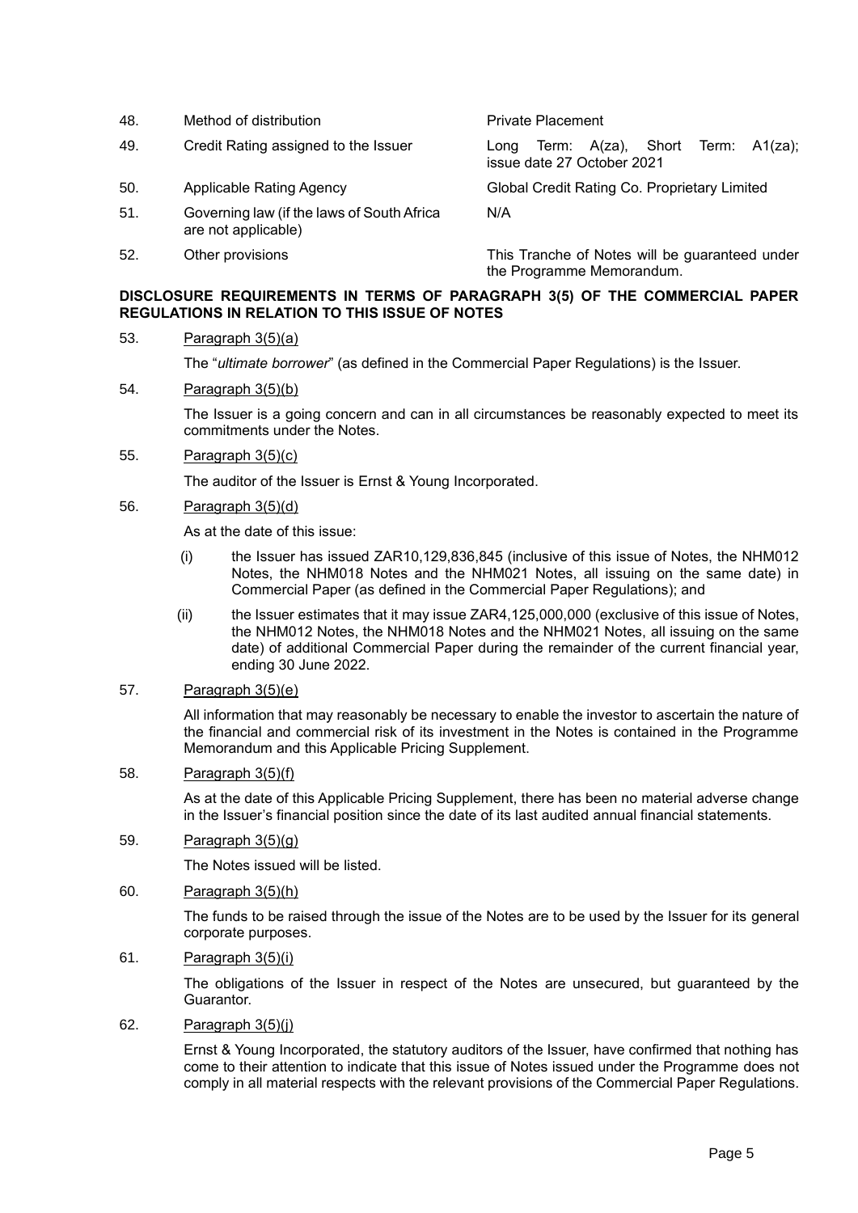| | | |
|---|---|---|
| 48. | Method of distribution | Private Placement |
| 49. | Credit Rating assigned to the Issuer | Long Term: A(za), Short Term: A1(za); issue date 27 October 2021 |
| 50. | Applicable Rating Agency | Global Credit Rating Co. Proprietary Limited |
| 51. | Governing law (if the laws of South Africa are not applicable) | N/A |
| 52. | Other provisions | This Tranche of Notes will be guaranteed under the Programme Memorandum. |

**DISCLOSURE REQUIREMENTS IN TERMS OF PARAGRAPH 3(5) OF THE COMMERCIAL PAPER REGULATIONS IN RELATION TO THIS ISSUE OF NOTES**

53. Paragraph 3(5)(a)

    The "*ultimate borrower*" (as defined in the Commercial Paper Regulations) is the Issuer.

54. Paragraph 3(5)(b)

    The Issuer is a going concern and can in all circumstances be reasonably expected to meet its commitments under the Notes.

55. Paragraph 3(5)(c)

    The auditor of the Issuer is Ernst & Young Incorporated.

56. Paragraph 3(5)(d)

    As at the date of this issue:

    (i) the Issuer has issued ZAR10,129,836,845 (inclusive of this issue of Notes, the NHM012 Notes, the NHM018 Notes and the NHM021 Notes, all issuing on the same date) in Commercial Paper (as defined in the Commercial Paper Regulations); and

    (ii) the Issuer estimates that it may issue ZAR4,125,000,000 (exclusive of this issue of Notes, the NHM012 Notes, the NHM018 Notes and the NHM021 Notes, all issuing on the same date) of additional Commercial Paper during the remainder of the current financial year, ending 30 June 2022.

57. Paragraph 3(5)(e)

    All information that may reasonably be necessary to enable the investor to ascertain the nature of the financial and commercial risk of its investment in the Notes is contained in the Programme Memorandum and this Applicable Pricing Supplement.

58. Paragraph 3(5)(f)

    As at the date of this Applicable Pricing Supplement, there has been no material adverse change in the Issuer's financial position since the date of its last audited annual financial statements.

59. Paragraph 3(5)(g)

    The Notes issued will be listed.

60. Paragraph 3(5)(h)

    The funds to be raised through the issue of the Notes are to be used by the Issuer for its general corporate purposes.

61. Paragraph 3(5)(i)

    The obligations of the Issuer in respect of the Notes are unsecured, but guaranteed by the Guarantor.

62. Paragraph 3(5)(j)

    Ernst & Young Incorporated, the statutory auditors of the Issuer, have confirmed that nothing has come to their attention to indicate that this issue of Notes issued under the Programme does not comply in all material respects with the relevant provisions of the Commercial Paper Regulations.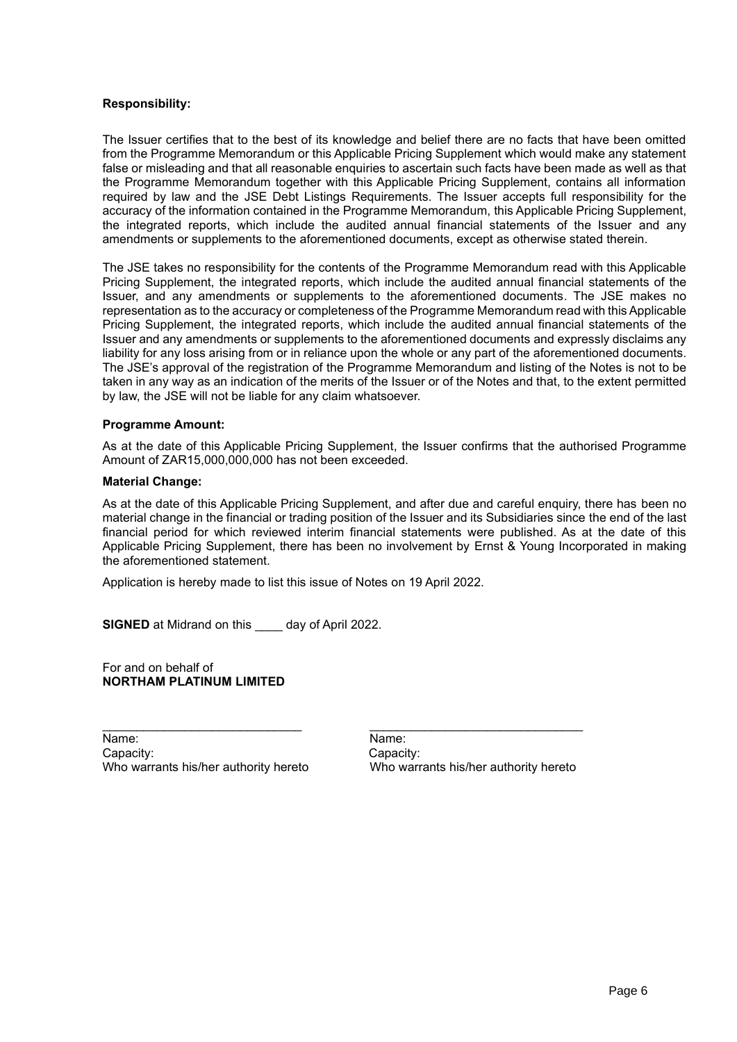**Responsibility:**

The Issuer certifies that to the best of its knowledge and belief there are no facts that have been omitted from the Programme Memorandum or this Applicable Pricing Supplement which would make any statement false or misleading and that all reasonable enquiries to ascertain such facts have been made as well as that the Programme Memorandum together with this Applicable Pricing Supplement, contains all information required by law and the JSE Debt Listings Requirements. The Issuer accepts full responsibility for the accuracy of the information contained in the Programme Memorandum, this Applicable Pricing Supplement, the integrated reports, which include the audited annual financial statements of the Issuer and any amendments or supplements to the aforementioned documents, except as otherwise stated therein.

The JSE takes no responsibility for the contents of the Programme Memorandum read with this Applicable Pricing Supplement, the integrated reports, which include the audited annual financial statements of the Issuer, and any amendments or supplements to the aforementioned documents. The JSE makes no representation as to the accuracy or completeness of the Programme Memorandum read with this Applicable Pricing Supplement, the integrated reports, which include the audited annual financial statements of the Issuer and any amendments or supplements to the aforementioned documents and expressly disclaims any liability for any loss arising from or in reliance upon the whole or any part of the aforementioned documents. The JSE's approval of the registration of the Programme Memorandum and listing of the Notes is not to be taken in any way as an indication of the merits of the Issuer or of the Notes and that, to the extent permitted by law, the JSE will not be liable for any claim whatsoever.

**Programme Amount:**

As at the date of this Applicable Pricing Supplement, the Issuer confirms that the authorised Programme Amount of ZAR15,000,000,000 has not been exceeded.

**Material Change:**

As at the date of this Applicable Pricing Supplement, and after due and careful enquiry, there has been no material change in the financial or trading position of the Issuer and its Subsidiaries since the end of the last financial period for which reviewed interim financial statements were published. As at the date of this Applicable Pricing Supplement, there has been no involvement by Ernst & Young Incorporated in making the aforementioned statement.

Application is hereby made to list this issue of Notes on 19 April 2022.

**SIGNED** at Midrand on this ____ day of April 2022.

For and on behalf of
**NORTHAM PLATINUM LIMITED**

| | |
|---|---|
| ______________________________ | ______________________________ |
| Name: | Name: |
| Capacity: | Capacity: |
| Who warrants his/her authority hereto | Who warrants his/her authority hereto |